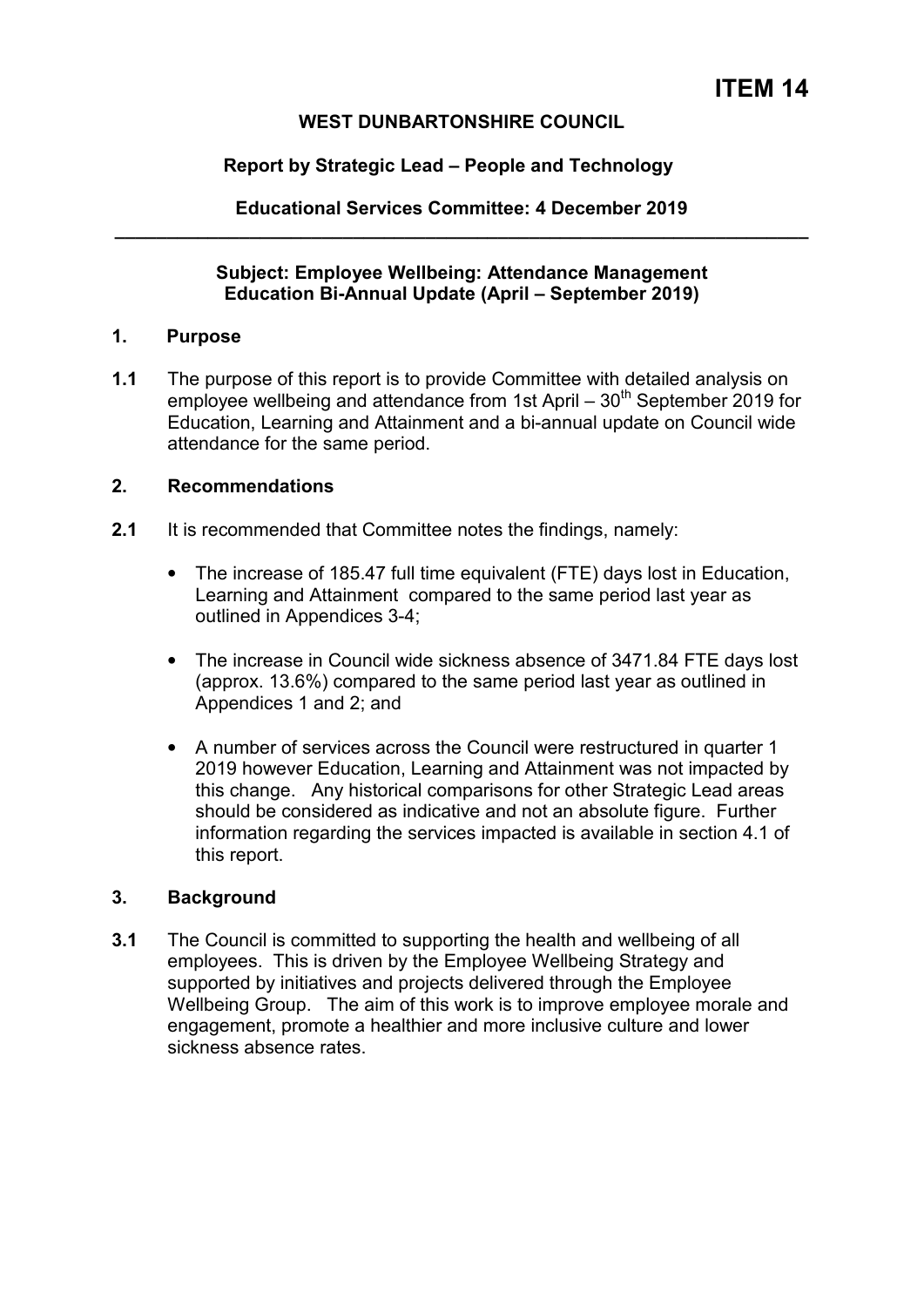# ITEM 14

**WEST DUNBARTONSHIRE COUNCIL**

**Report by Strategic Lead – People and Technology**

**Educational Services Committee: 4 December 2019**

---

**Subject: Employee Wellbeing: Attendance Management Education Bi-Annual Update (April – September 2019)**

## 1. Purpose

**1.1** The purpose of this report is to provide Committee with detailed analysis on employee wellbeing and attendance from 1st April – 30th September 2019 for Education, Learning and Attainment and a bi-annual update on Council wide attendance for the same period.

## 2. Recommendations

**2.1** It is recommended that Committee notes the findings, namely:

- The increase of 185.47 full time equivalent (FTE) days lost in Education, Learning and Attainment compared to the same period last year as outlined in Appendices 3-4;
- The increase in Council wide sickness absence of 3471.84 FTE days lost (approx. 13.6%) compared to the same period last year as outlined in Appendices 1 and 2; and
- A number of services across the Council were restructured in quarter 1 2019 however Education, Learning and Attainment was not impacted by this change. Any historical comparisons for other Strategic Lead areas should be considered as indicative and not an absolute figure. Further information regarding the services impacted is available in section 4.1 of this report.

## 3. Background

**3.1** The Council is committed to supporting the health and wellbeing of all employees. This is driven by the Employee Wellbeing Strategy and supported by initiatives and projects delivered through the Employee Wellbeing Group. The aim of this work is to improve employee morale and engagement, promote a healthier and more inclusive culture and lower sickness absence rates.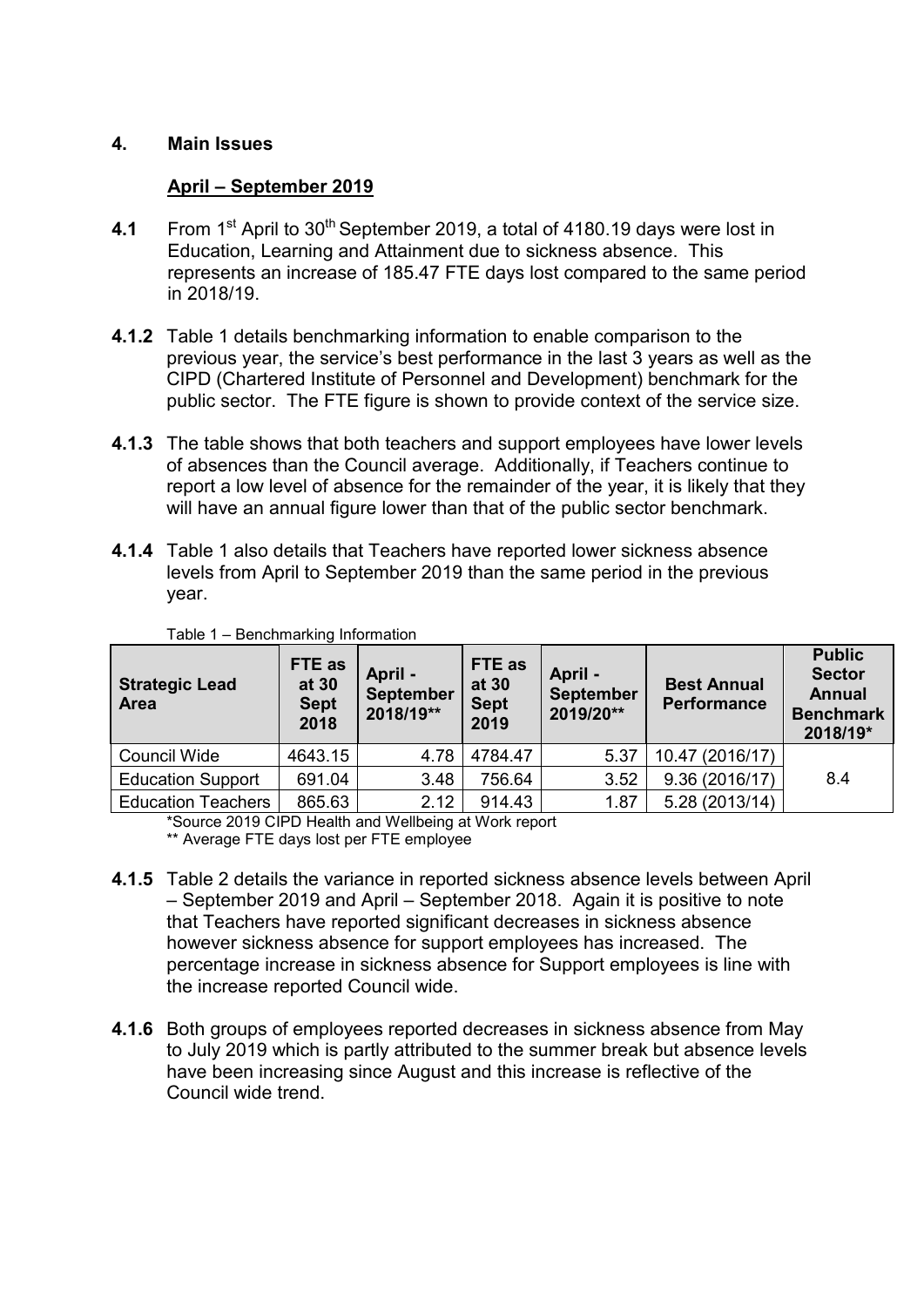## 4. Main Issues

### April – September 2019

**4.1** From 1st April to 30th September 2019, a total of 4180.19 days were lost in Education, Learning and Attainment due to sickness absence. This represents an increase of 185.47 FTE days lost compared to the same period in 2018/19.

**4.1.2** Table 1 details benchmarking information to enable comparison to the previous year, the service's best performance in the last 3 years as well as the CIPD (Chartered Institute of Personnel and Development) benchmark for the public sector. The FTE figure is shown to provide context of the service size.

**4.1.3** The table shows that both teachers and support employees have lower levels of absences than the Council average. Additionally, if Teachers continue to report a low level of absence for the remainder of the year, it is likely that they will have an annual figure lower than that of the public sector benchmark.

**4.1.4** Table 1 also details that Teachers have reported lower sickness absence levels from April to September 2019 than the same period in the previous year.

Table 1 – Benchmarking Information

| Strategic Lead Area | FTE as at 30 Sept 2018 | April - September 2018/19** | FTE as at 30 Sept 2019 | April - September 2019/20** | Best Annual Performance | Public Sector Annual Benchmark 2018/19* |
|---|---|---|---|---|---|---|
| Council Wide | 4643.15 | 4.78 | 4784.47 | 5.37 | 10.47 (2016/17) | 8.4 |
| Education Support | 691.04 | 3.48 | 756.64 | 3.52 | 9.36 (2016/17) | |
| Education Teachers | 865.63 | 2.12 | 914.43 | 1.87 | 5.28 (2013/14) | |

*Source 2019 CIPD Health and Wellbeing at Work report

** Average FTE days lost per FTE employee

**4.1.5** Table 2 details the variance in reported sickness absence levels between April – September 2019 and April – September 2018. Again it is positive to note that Teachers have reported significant decreases in sickness absence however sickness absence for support employees has increased. The percentage increase in sickness absence for Support employees is line with the increase reported Council wide.

**4.1.6** Both groups of employees reported decreases in sickness absence from May to July 2019 which is partly attributed to the summer break but absence levels have been increasing since August and this increase is reflective of the Council wide trend.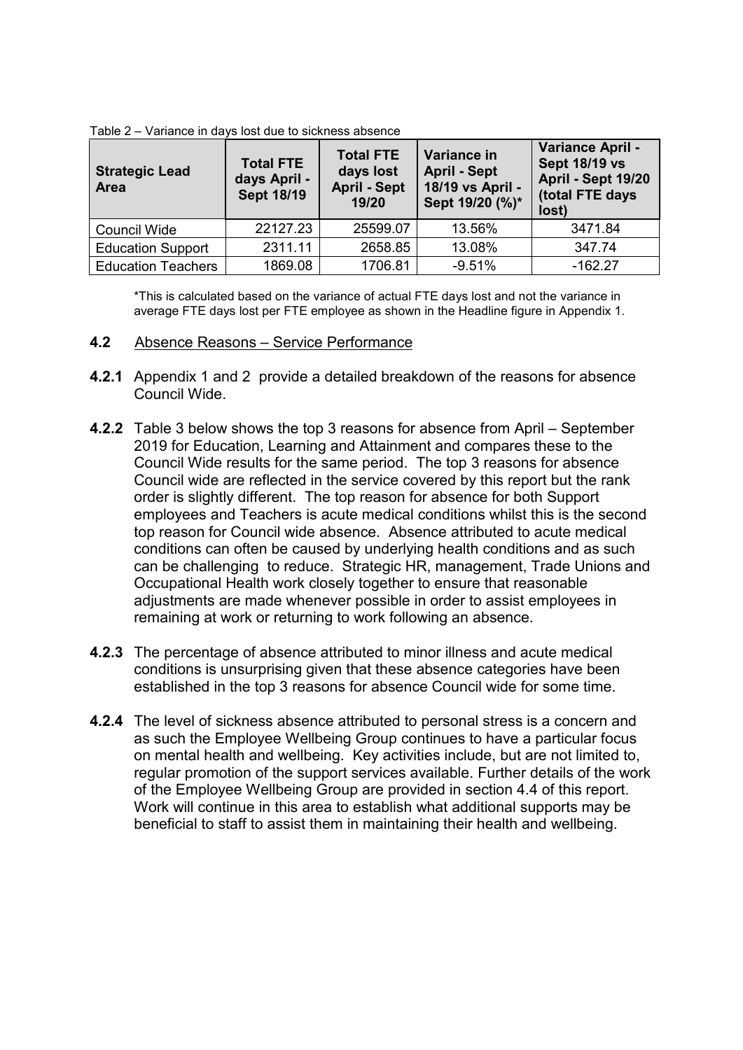Table 2 – Variance in days lost due to sickness absence

| Strategic Lead Area | Total FTE days April - Sept 18/19 | Total FTE days lost April - Sept 19/20 | Variance in April - Sept 18/19 vs April - Sept 19/20 (%)* | Variance April - Sept 18/19 vs April - Sept 19/20 (total FTE days lost) |
|---|---|---|---|---|
| Council Wide | 22127.23 | 25599.07 | 13.56% | 3471.84 |
| Education Support | 2311.11 | 2658.85 | 13.08% | 347.74 |
| Education Teachers | 1869.08 | 1706.81 | -9.51% | -162.27 |

*This is calculated based on the variance of actual FTE days lost and not the variance in average FTE days lost per FTE employee as shown in the Headline figure in Appendix 1.

**4.2** Absence Reasons – Service Performance

**4.2.1** Appendix 1 and 2 provide a detailed breakdown of the reasons for absence Council Wide.

**4.2.2** Table 3 below shows the top 3 reasons for absence from April – September 2019 for Education, Learning and Attainment and compares these to the Council Wide results for the same period. The top 3 reasons for absence Council wide are reflected in the service covered by this report but the rank order is slightly different. The top reason for absence for both Support employees and Teachers is acute medical conditions whilst this is the second top reason for Council wide absence. Absence attributed to acute medical conditions can often be caused by underlying health conditions and as such can be challenging to reduce. Strategic HR, management, Trade Unions and Occupational Health work closely together to ensure that reasonable adjustments are made whenever possible in order to assist employees in remaining at work or returning to work following an absence.

**4.2.3** The percentage of absence attributed to minor illness and acute medical conditions is unsurprising given that these absence categories have been established in the top 3 reasons for absence Council wide for some time.

**4.2.4** The level of sickness absence attributed to personal stress is a concern and as such the Employee Wellbeing Group continues to have a particular focus on mental health and wellbeing. Key activities include, but are not limited to, regular promotion of the support services available. Further details of the work of the Employee Wellbeing Group are provided in section 4.4 of this report. Work will continue in this area to establish what additional supports may be beneficial to staff to assist them in maintaining their health and wellbeing.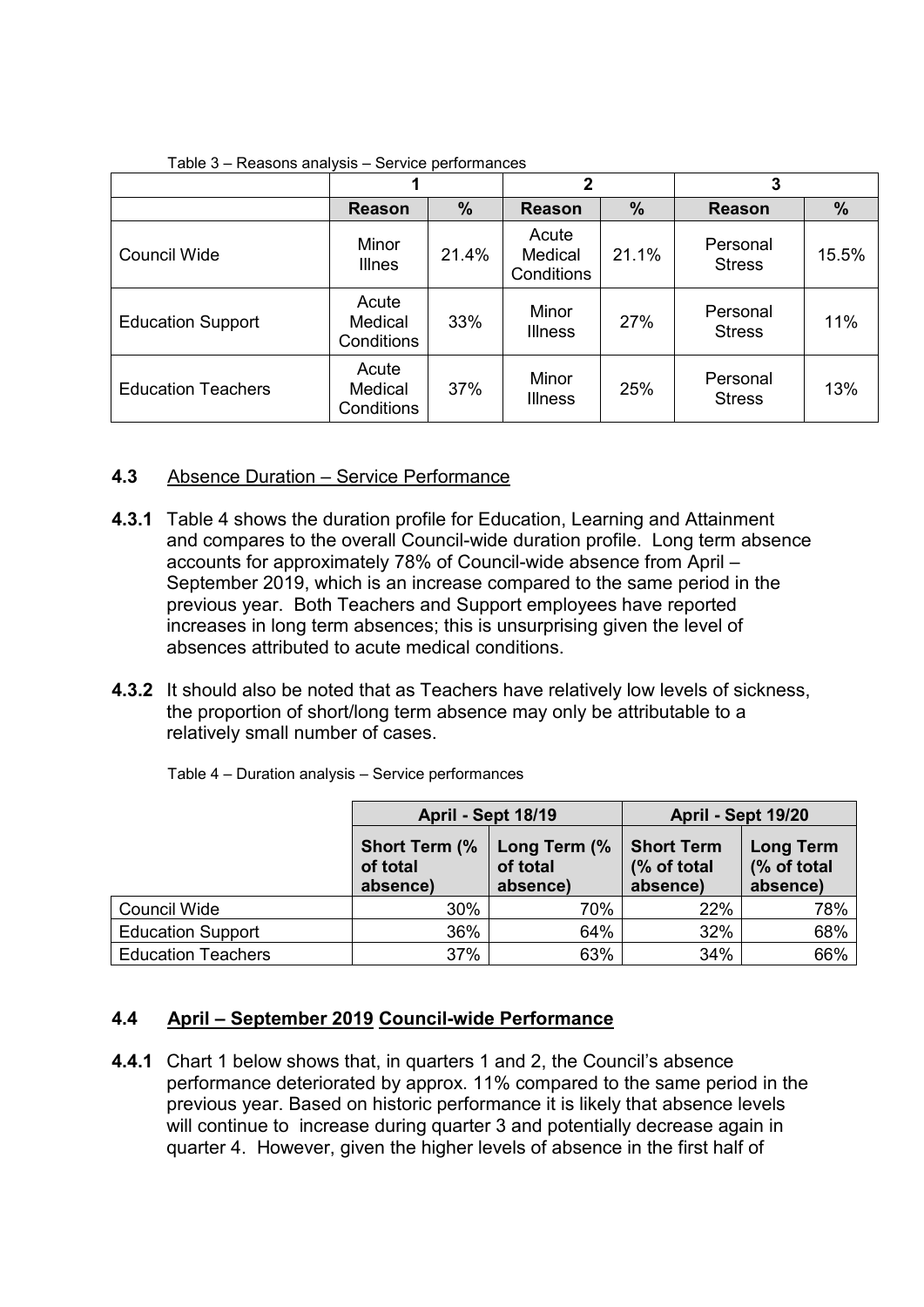Table 3 – Reasons analysis – Service performances

| | 1 | | 2 | | 3 | |
|---|---|---|---|---|---|---|
| | **Reason** | **%** | **Reason** | **%** | **Reason** | **%** |
| Council Wide | Minor Illnes | 21.4% | Acute Medical Conditions | 21.1% | Personal Stress | 15.5% |
| Education Support | Acute Medical Conditions | 33% | Minor Illness | 27% | Personal Stress | 11% |
| Education Teachers | Acute Medical Conditions | 37% | Minor Illness | 25% | Personal Stress | 13% |

## 4.3 Absence Duration – Service Performance

**4.3.1** Table 4 shows the duration profile for Education, Learning and Attainment and compares to the overall Council-wide duration profile. Long term absence accounts for approximately 78% of Council-wide absence from April – September 2019, which is an increase compared to the same period in the previous year. Both Teachers and Support employees have reported increases in long term absences; this is unsurprising given the level of absences attributed to acute medical conditions.

**4.3.2** It should also be noted that as Teachers have relatively low levels of sickness, the proportion of short/long term absence may only be attributable to a relatively small number of cases.

Table 4 – Duration analysis – Service performances

| | April - Sept 18/19 | | April - Sept 19/20 | |
|---|---|---|---|---|
| | **Short Term (% of total absence)** | **Long Term (% of total absence)** | **Short Term (% of total absence)** | **Long Term (% of total absence)** |
| Council Wide | 30% | 70% | 22% | 78% |
| Education Support | 36% | 64% | 32% | 68% |
| Education Teachers | 37% | 63% | 34% | 66% |

## 4.4 April – September 2019 Council-wide Performance

**4.4.1** Chart 1 below shows that, in quarters 1 and 2, the Council's absence performance deteriorated by approx. 11% compared to the same period in the previous year. Based on historic performance it is likely that absence levels will continue to increase during quarter 3 and potentially decrease again in quarter 4. However, given the higher levels of absence in the first half of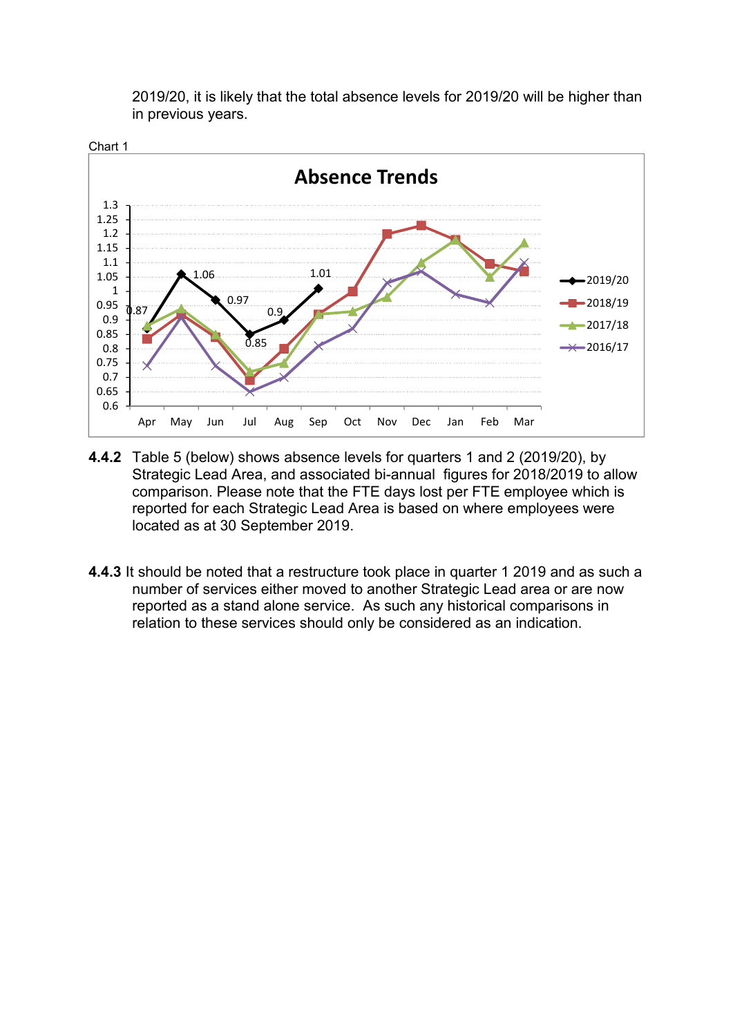2019/20, it is likely that the total absence levels for 2019/20 will be higher than in previous years.

Chart 1

**Absence Trends**

**4.4.2** Table 5 (below) shows absence levels for quarters 1 and 2 (2019/20), by Strategic Lead Area, and associated bi-annual figures for 2018/2019 to allow comparison. Please note that the FTE days lost per FTE employee which is reported for each Strategic Lead Area is based on where employees were located as at 30 September 2019.

**4.4.3** It should be noted that a restructure took place in quarter 1 2019 and as such a number of services either moved to another Strategic Lead area or are now reported as a stand alone service. As such any historical comparisons in relation to these services should only be considered as an indication.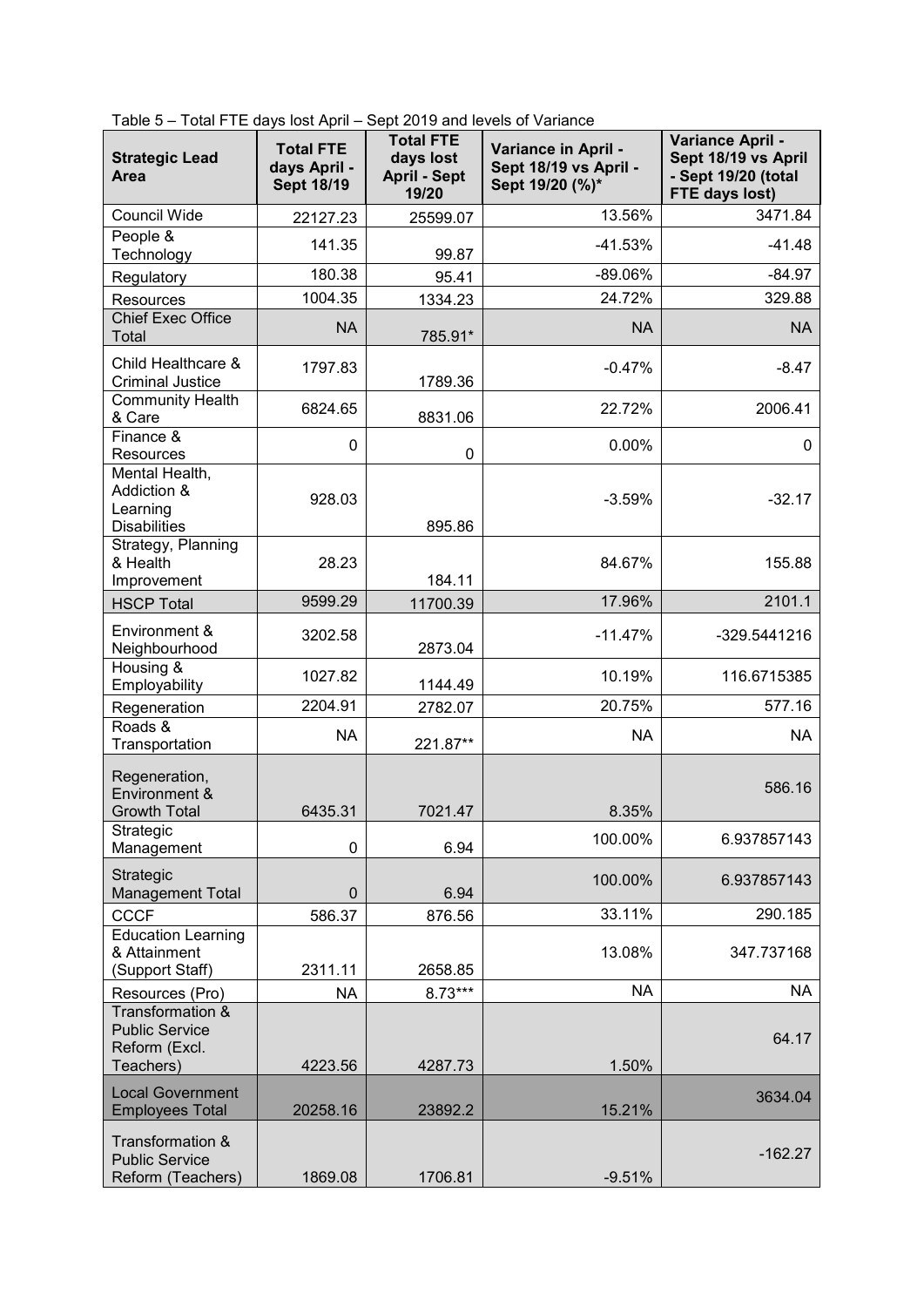Table 5 – Total FTE days lost April – Sept 2019 and levels of Variance

| Strategic Lead Area | Total FTE days April - Sept 18/19 | Total FTE days lost April - Sept 19/20 | Variance in April - Sept 18/19 vs April - Sept 19/20 (%)* | Variance April - Sept 18/19 vs April - Sept 19/20 (total FTE days lost) |
|---|---|---|---|---|
| Council Wide | 22127.23 | 25599.07 | 13.56% | 3471.84 |
| People & Technology | 141.35 | 99.87 | -41.53% | -41.48 |
| Regulatory | 180.38 | 95.41 | -89.06% | -84.97 |
| Resources | 1004.35 | 1334.23 | 24.72% | 329.88 |
| Chief Exec Office Total | NA | 785.91* | NA | NA |
| Child Healthcare & Criminal Justice | 1797.83 | 1789.36 | -0.47% | -8.47 |
| Community Health & Care | 6824.65 | 8831.06 | 22.72% | 2006.41 |
| Finance & Resources | 0 | 0 | 0.00% | 0 |
| Mental Health, Addiction & Learning Disabilities | 928.03 | 895.86 | -3.59% | -32.17 |
| Strategy, Planning & Health Improvement | 28.23 | 184.11 | 84.67% | 155.88 |
| HSCP Total | 9599.29 | 11700.39 | 17.96% | 2101.1 |
| Environment & Neighbourhood | 3202.58 | 2873.04 | -11.47% | -329.5441216 |
| Housing & Employability | 1027.82 | 1144.49 | 10.19% | 116.6715385 |
| Regeneration | 2204.91 | 2782.07 | 20.75% | 577.16 |
| Roads & Transportation | NA | 221.87** | NA | NA |
| Regeneration, Environment & Growth Total | 6435.31 | 7021.47 | 8.35% | 586.16 |
| Strategic Management | 0 | 6.94 | 100.00% | 6.937857143 |
| Strategic Management Total | 0 | 6.94 | 100.00% | 6.937857143 |
| CCCF | 586.37 | 876.56 | 33.11% | 290.185 |
| Education Learning & Attainment (Support Staff) | 2311.11 | 2658.85 | 13.08% | 347.737168 |
| Resources (Pro) | NA | 8.73*** | NA | NA |
| Transformation & Public Service Reform (Excl. Teachers) | 4223.56 | 4287.73 | 1.50% | 64.17 |
| Local Government Employees Total | 20258.16 | 23892.2 | 15.21% | 3634.04 |
| Transformation & Public Service Reform (Teachers) | 1869.08 | 1706.81 | -9.51% | -162.27 |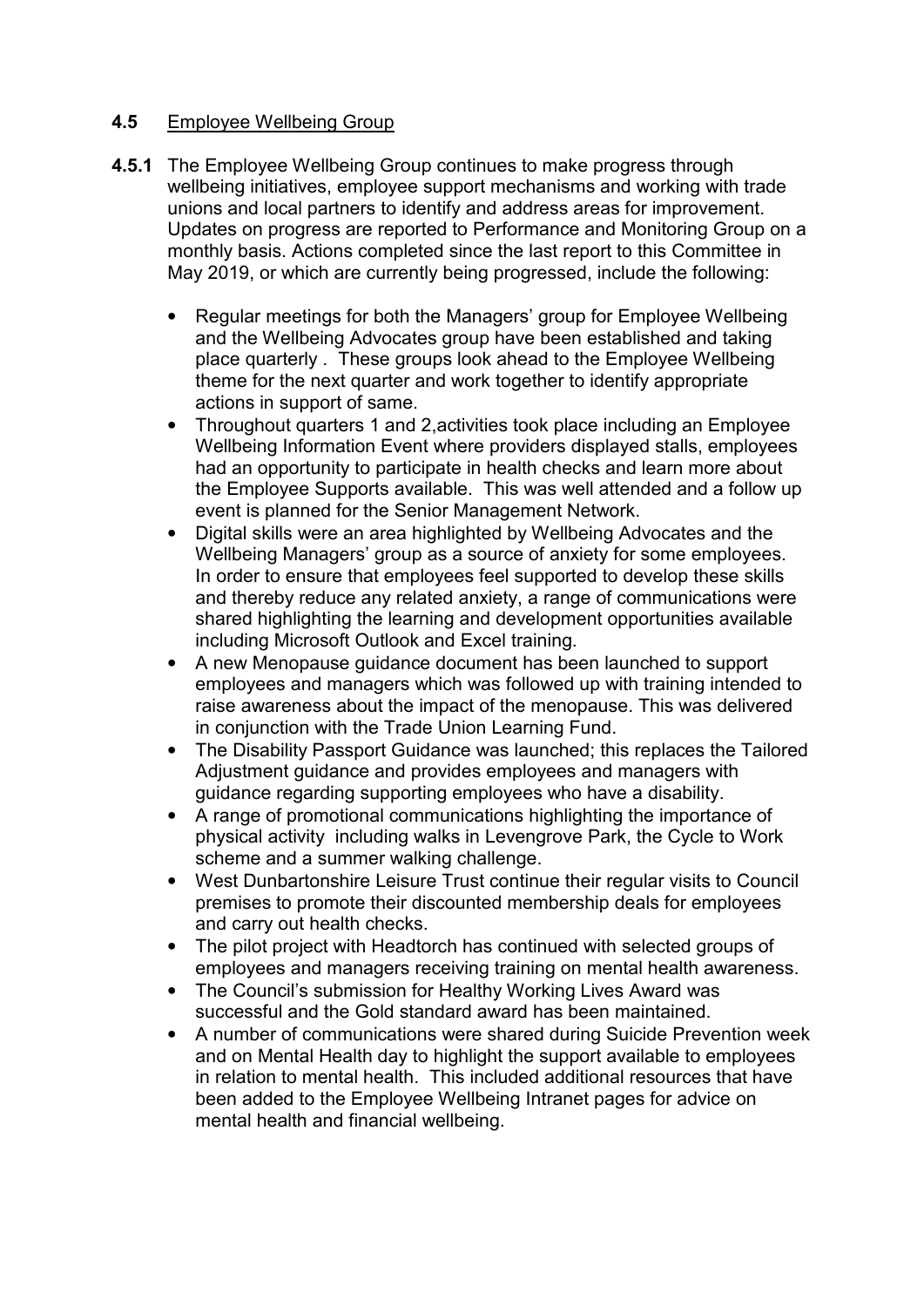### **4.5** Employee Wellbeing Group

**4.5.1** The Employee Wellbeing Group continues to make progress through wellbeing initiatives, employee support mechanisms and working with trade unions and local partners to identify and address areas for improvement. Updates on progress are reported to Performance and Monitoring Group on a monthly basis. Actions completed since the last report to this Committee in May 2019, or which are currently being progressed, include the following:

- Regular meetings for both the Managers' group for Employee Wellbeing and the Wellbeing Advocates group have been established and taking place quarterly . These groups look ahead to the Employee Wellbeing theme for the next quarter and work together to identify appropriate actions in support of same.
- Throughout quarters 1 and 2,activities took place including an Employee Wellbeing Information Event where providers displayed stalls, employees had an opportunity to participate in health checks and learn more about the Employee Supports available. This was well attended and a follow up event is planned for the Senior Management Network.
- Digital skills were an area highlighted by Wellbeing Advocates and the Wellbeing Managers' group as a source of anxiety for some employees. In order to ensure that employees feel supported to develop these skills and thereby reduce any related anxiety, a range of communications were shared highlighting the learning and development opportunities available including Microsoft Outlook and Excel training.
- A new Menopause guidance document has been launched to support employees and managers which was followed up with training intended to raise awareness about the impact of the menopause. This was delivered in conjunction with the Trade Union Learning Fund.
- The Disability Passport Guidance was launched; this replaces the Tailored Adjustment guidance and provides employees and managers with guidance regarding supporting employees who have a disability.
- A range of promotional communications highlighting the importance of physical activity including walks in Levengrove Park, the Cycle to Work scheme and a summer walking challenge.
- West Dunbartonshire Leisure Trust continue their regular visits to Council premises to promote their discounted membership deals for employees and carry out health checks.
- The pilot project with Headtorch has continued with selected groups of employees and managers receiving training on mental health awareness.
- The Council's submission for Healthy Working Lives Award was successful and the Gold standard award has been maintained.
- A number of communications were shared during Suicide Prevention week and on Mental Health day to highlight the support available to employees in relation to mental health. This included additional resources that have been added to the Employee Wellbeing Intranet pages for advice on mental health and financial wellbeing.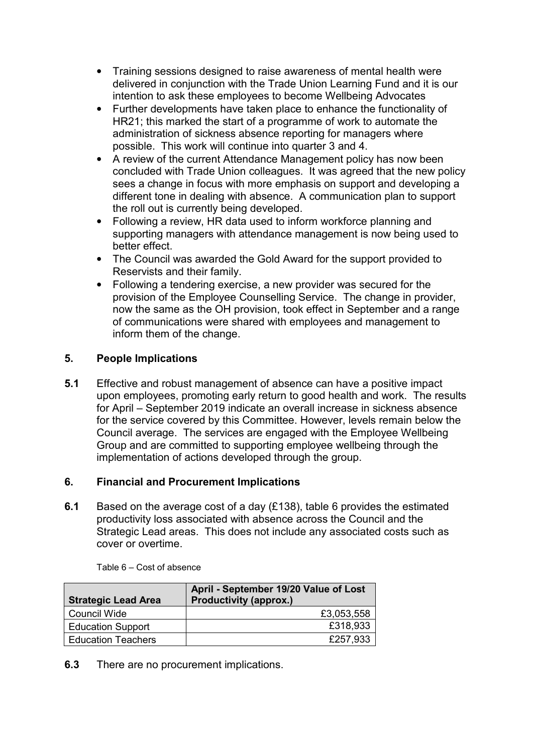- Training sessions designed to raise awareness of mental health were delivered in conjunction with the Trade Union Learning Fund and it is our intention to ask these employees to become Wellbeing Advocates
- Further developments have taken place to enhance the functionality of HR21; this marked the start of a programme of work to automate the administration of sickness absence reporting for managers where possible. This work will continue into quarter 3 and 4.
- A review of the current Attendance Management policy has now been concluded with Trade Union colleagues. It was agreed that the new policy sees a change in focus with more emphasis on support and developing a different tone in dealing with absence. A communication plan to support the roll out is currently being developed.
- Following a review, HR data used to inform workforce planning and supporting managers with attendance management is now being used to better effect.
- The Council was awarded the Gold Award for the support provided to Reservists and their family.
- Following a tendering exercise, a new provider was secured for the provision of the Employee Counselling Service. The change in provider, now the same as the OH provision, took effect in September and a range of communications were shared with employees and management to inform them of the change.

## 5. People Implications

**5.1** Effective and robust management of absence can have a positive impact upon employees, promoting early return to good health and work. The results for April – September 2019 indicate an overall increase in sickness absence for the service covered by this Committee. However, levels remain below the Council average. The services are engaged with the Employee Wellbeing Group and are committed to supporting employee wellbeing through the implementation of actions developed through the group.

## 6. Financial and Procurement Implications

**6.1** Based on the average cost of a day (£138), table 6 provides the estimated productivity loss associated with absence across the Council and the Strategic Lead areas. This does not include any associated costs such as cover or overtime.

Table 6 – Cost of absence

| Strategic Lead Area | April - September 19/20 Value of Lost Productivity (approx.) |
|---|---:|
| Council Wide | £3,053,558 |
| Education Support | £318,933 |
| Education Teachers | £257,933 |

**6.3** There are no procurement implications.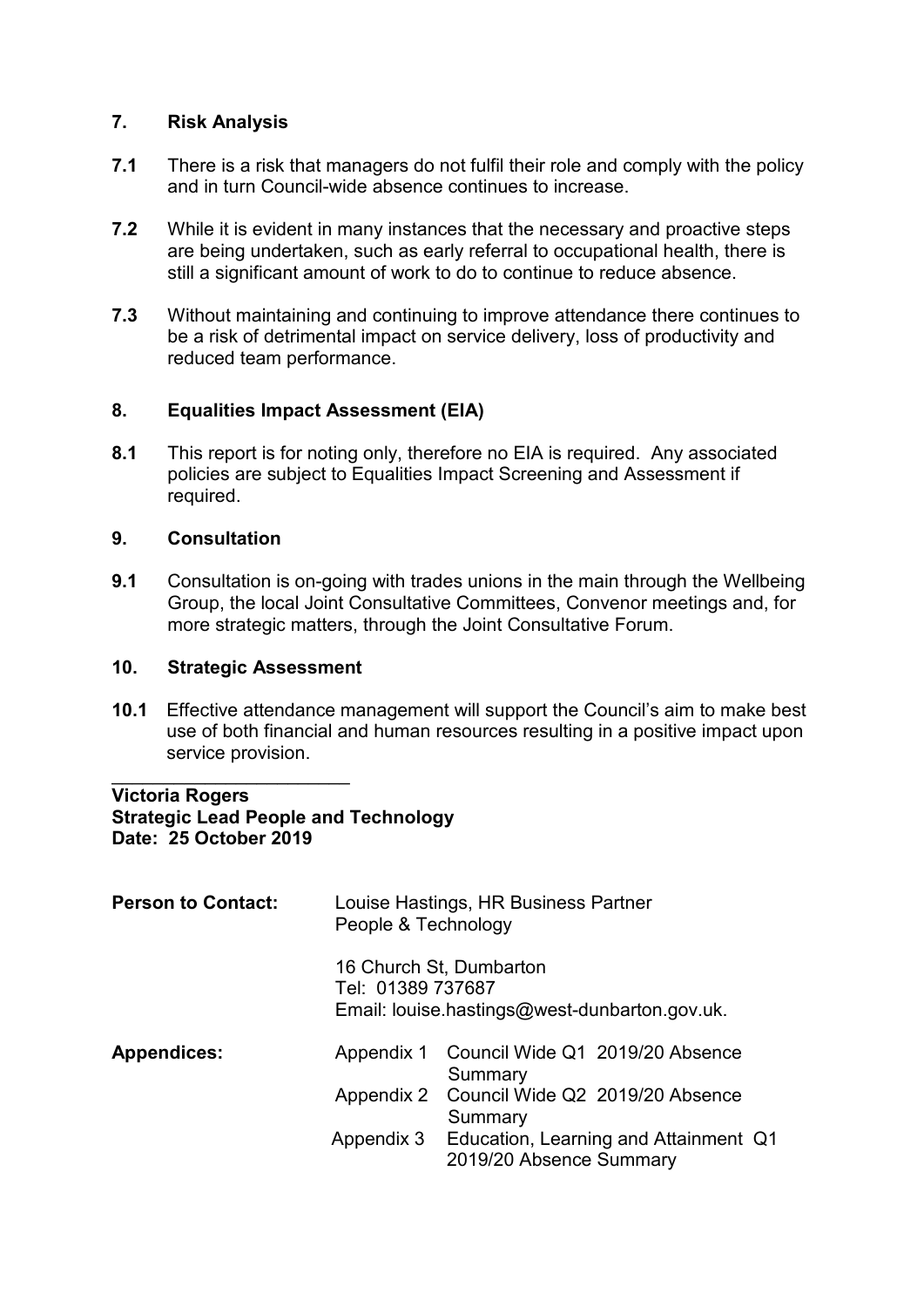## 7. Risk Analysis

**7.1** There is a risk that managers do not fulfil their role and comply with the policy and in turn Council-wide absence continues to increase.

**7.2** While it is evident in many instances that the necessary and proactive steps are being undertaken, such as early referral to occupational health, there is still a significant amount of work to do to continue to reduce absence.

**7.3** Without maintaining and continuing to improve attendance there continues to be a risk of detrimental impact on service delivery, loss of productivity and reduced team performance.

## 8. Equalities Impact Assessment (EIA)

**8.1** This report is for noting only, therefore no EIA is required. Any associated policies are subject to Equalities Impact Screening and Assessment if required.

## 9. Consultation

**9.1** Consultation is on-going with trades unions in the main through the Wellbeing Group, the local Joint Consultative Committees, Convenor meetings and, for more strategic matters, through the Joint Consultative Forum.

## 10. Strategic Assessment

**10.1** Effective attendance management will support the Council's aim to make best use of both financial and human resources resulting in a positive impact upon service provision.

\_\_\_\_\_\_\_\_\_\_\_\_\_\_\_\_\_\_\_\_\_\_\_\_

**Victoria Rogers**
**Strategic Lead People and Technology**
**Date: 25 October 2019**

**Person to Contact:** Louise Hastings, HR Business Partner
People & Technology

16 Church St, Dumbarton
Tel: 01389 737687
Email: louise.hastings@west-dunbarton.gov.uk.

**Appendices:**

Appendix 1 Council Wide Q1 2019/20 Absence Summary
Appendix 2 Council Wide Q2 2019/20 Absence Summary
Appendix 3 Education, Learning and Attainment Q1 2019/20 Absence Summary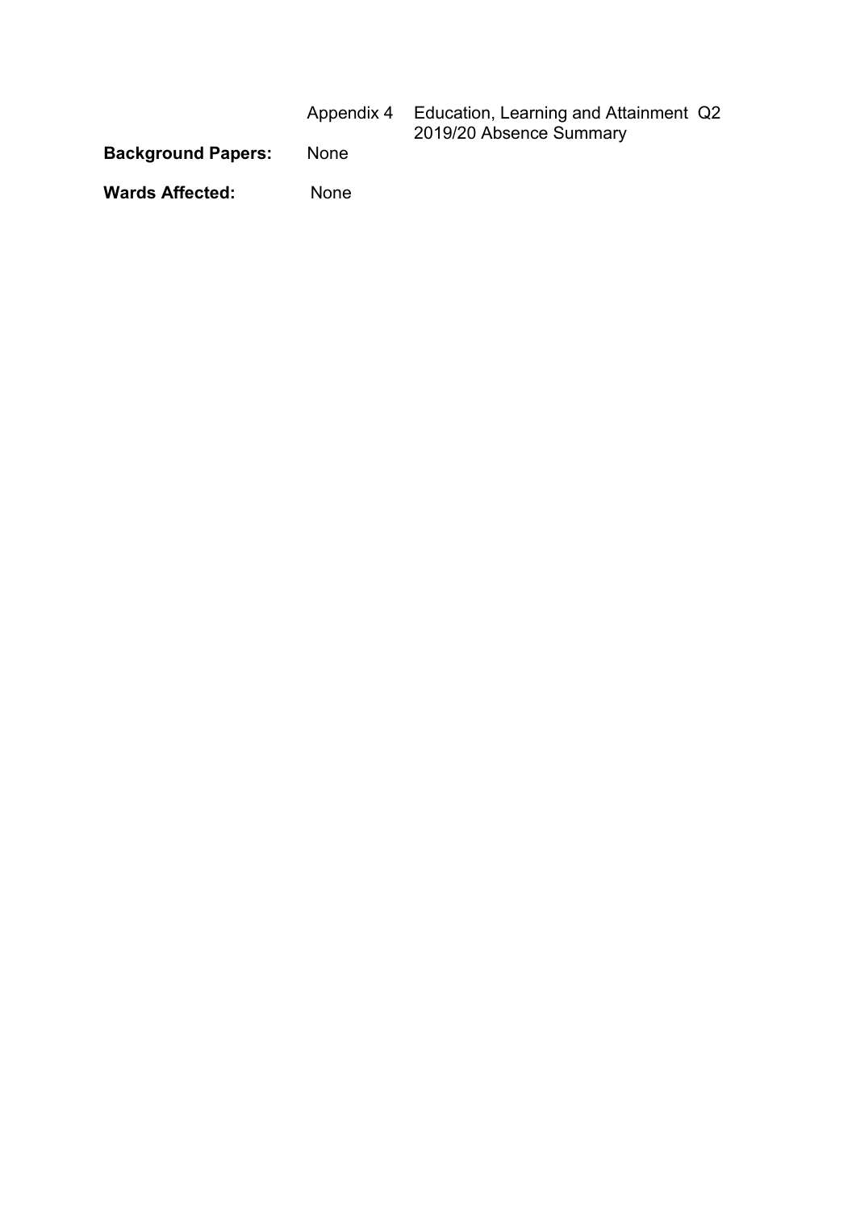| | | |
|---|---|---|
| | Appendix 4 | Education, Learning and Attainment Q2 2019/20 Absence Summary |
| **Background Papers:** | None | |
| **Wards Affected:** | None | |